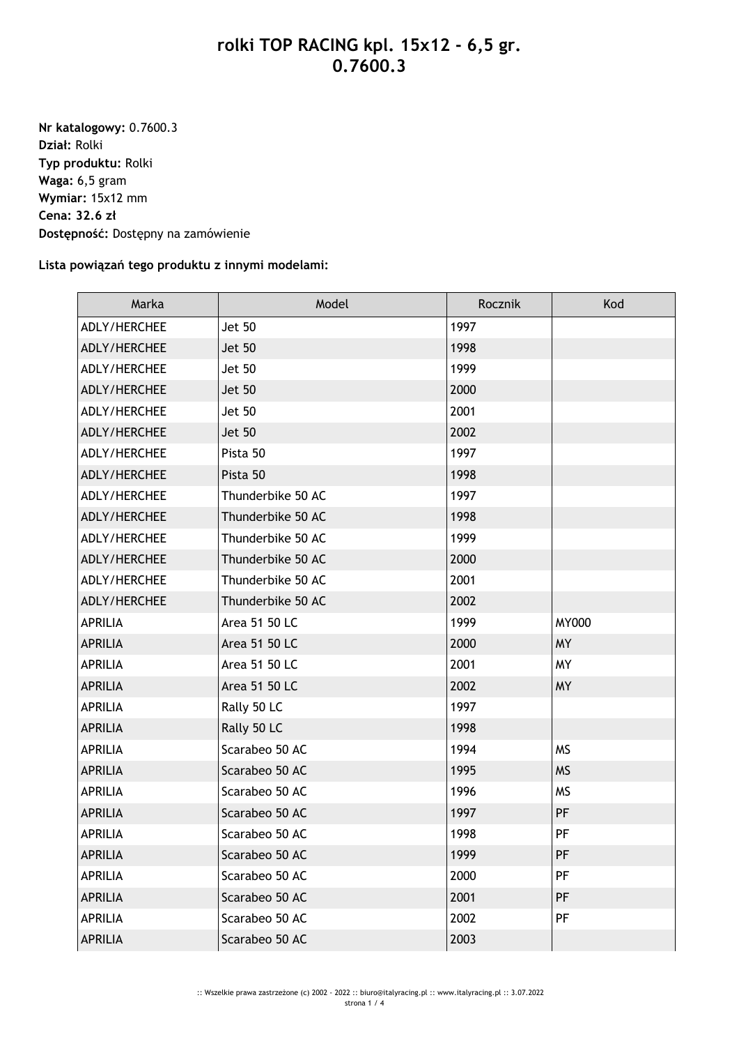# rolki TOP RACING kpl. 15x12 - 6,5 gr.
# 0.7600.3

**Nr katalogowy:** 0.7600.3
**Dział:** Rolki
**Typ produktu:** Rolki
**Waga:** 6,5 gram
**Wymiar:** 15x12 mm
**Cena: 32.6 zł**
**Dostępność:** Dostępny na zamówienie

**Lista powiązań tego produktu z innymi modelami:**

| Marka | Model | Rocznik | Kod |
|---|---|---|---|
| ADLY/HERCHEE | Jet 50 | 1997 | |
| ADLY/HERCHEE | Jet 50 | 1998 | |
| ADLY/HERCHEE | Jet 50 | 1999 | |
| ADLY/HERCHEE | Jet 50 | 2000 | |
| ADLY/HERCHEE | Jet 50 | 2001 | |
| ADLY/HERCHEE | Jet 50 | 2002 | |
| ADLY/HERCHEE | Pista 50 | 1997 | |
| ADLY/HERCHEE | Pista 50 | 1998 | |
| ADLY/HERCHEE | Thunderbike 50 AC | 1997 | |
| ADLY/HERCHEE | Thunderbike 50 AC | 1998 | |
| ADLY/HERCHEE | Thunderbike 50 AC | 1999 | |
| ADLY/HERCHEE | Thunderbike 50 AC | 2000 | |
| ADLY/HERCHEE | Thunderbike 50 AC | 2001 | |
| ADLY/HERCHEE | Thunderbike 50 AC | 2002 | |
| APRILIA | Area 51 50 LC | 1999 | MY000 |
| APRILIA | Area 51 50 LC | 2000 | MY |
| APRILIA | Area 51 50 LC | 2001 | MY |
| APRILIA | Area 51 50 LC | 2002 | MY |
| APRILIA | Rally 50 LC | 1997 | |
| APRILIA | Rally 50 LC | 1998 | |
| APRILIA | Scarabeo 50 AC | 1994 | MS |
| APRILIA | Scarabeo 50 AC | 1995 | MS |
| APRILIA | Scarabeo 50 AC | 1996 | MS |
| APRILIA | Scarabeo 50 AC | 1997 | PF |
| APRILIA | Scarabeo 50 AC | 1998 | PF |
| APRILIA | Scarabeo 50 AC | 1999 | PF |
| APRILIA | Scarabeo 50 AC | 2000 | PF |
| APRILIA | Scarabeo 50 AC | 2001 | PF |
| APRILIA | Scarabeo 50 AC | 2002 | PF |
| APRILIA | Scarabeo 50 AC | 2003 | |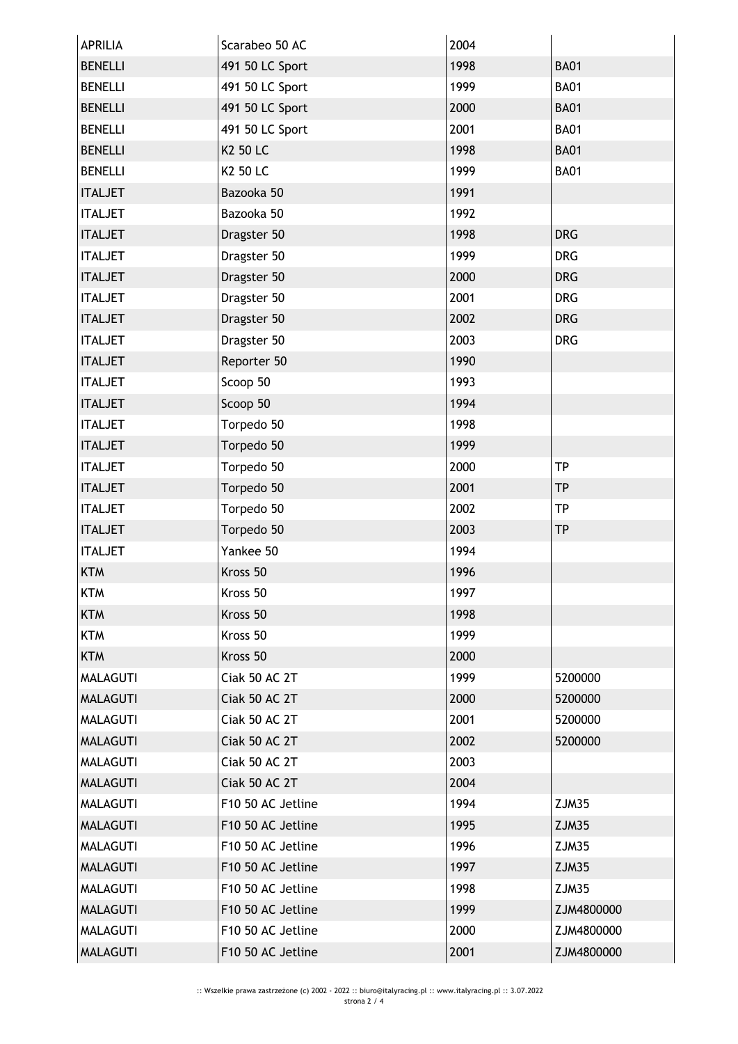| APRILIA | Scarabeo 50 AC | 2004 | |
|---|---|---|---|
| BENELLI | 491 50 LC Sport | 1998 | BA01 |
| BENELLI | 491 50 LC Sport | 1999 | BA01 |
| BENELLI | 491 50 LC Sport | 2000 | BA01 |
| BENELLI | 491 50 LC Sport | 2001 | BA01 |
| BENELLI | K2 50 LC | 1998 | BA01 |
| BENELLI | K2 50 LC | 1999 | BA01 |
| ITALJET | Bazooka 50 | 1991 | |
| ITALJET | Bazooka 50 | 1992 | |
| ITALJET | Dragster 50 | 1998 | DRG |
| ITALJET | Dragster 50 | 1999 | DRG |
| ITALJET | Dragster 50 | 2000 | DRG |
| ITALJET | Dragster 50 | 2001 | DRG |
| ITALJET | Dragster 50 | 2002 | DRG |
| ITALJET | Dragster 50 | 2003 | DRG |
| ITALJET | Reporter 50 | 1990 | |
| ITALJET | Scoop 50 | 1993 | |
| ITALJET | Scoop 50 | 1994 | |
| ITALJET | Torpedo 50 | 1998 | |
| ITALJET | Torpedo 50 | 1999 | |
| ITALJET | Torpedo 50 | 2000 | TP |
| ITALJET | Torpedo 50 | 2001 | TP |
| ITALJET | Torpedo 50 | 2002 | TP |
| ITALJET | Torpedo 50 | 2003 | TP |
| ITALJET | Yankee 50 | 1994 | |
| KTM | Kross 50 | 1996 | |
| KTM | Kross 50 | 1997 | |
| KTM | Kross 50 | 1998 | |
| KTM | Kross 50 | 1999 | |
| KTM | Kross 50 | 2000 | |
| MALAGUTI | Ciak 50 AC 2T | 1999 | 5200000 |
| MALAGUTI | Ciak 50 AC 2T | 2000 | 5200000 |
| MALAGUTI | Ciak 50 AC 2T | 2001 | 5200000 |
| MALAGUTI | Ciak 50 AC 2T | 2002 | 5200000 |
| MALAGUTI | Ciak 50 AC 2T | 2003 | |
| MALAGUTI | Ciak 50 AC 2T | 2004 | |
| MALAGUTI | F10 50 AC Jetline | 1994 | ZJM35 |
| MALAGUTI | F10 50 AC Jetline | 1995 | ZJM35 |
| MALAGUTI | F10 50 AC Jetline | 1996 | ZJM35 |
| MALAGUTI | F10 50 AC Jetline | 1997 | ZJM35 |
| MALAGUTI | F10 50 AC Jetline | 1998 | ZJM35 |
| MALAGUTI | F10 50 AC Jetline | 1999 | ZJM4800000 |
| MALAGUTI | F10 50 AC Jetline | 2000 | ZJM4800000 |
| MALAGUTI | F10 50 AC Jetline | 2001 | ZJM4800000 |

:: Wszelkie prawa zastrzeżone (c) 2002 - 2022 :: biuro@italyracing.pl :: www.italyracing.pl :: 3.07.2022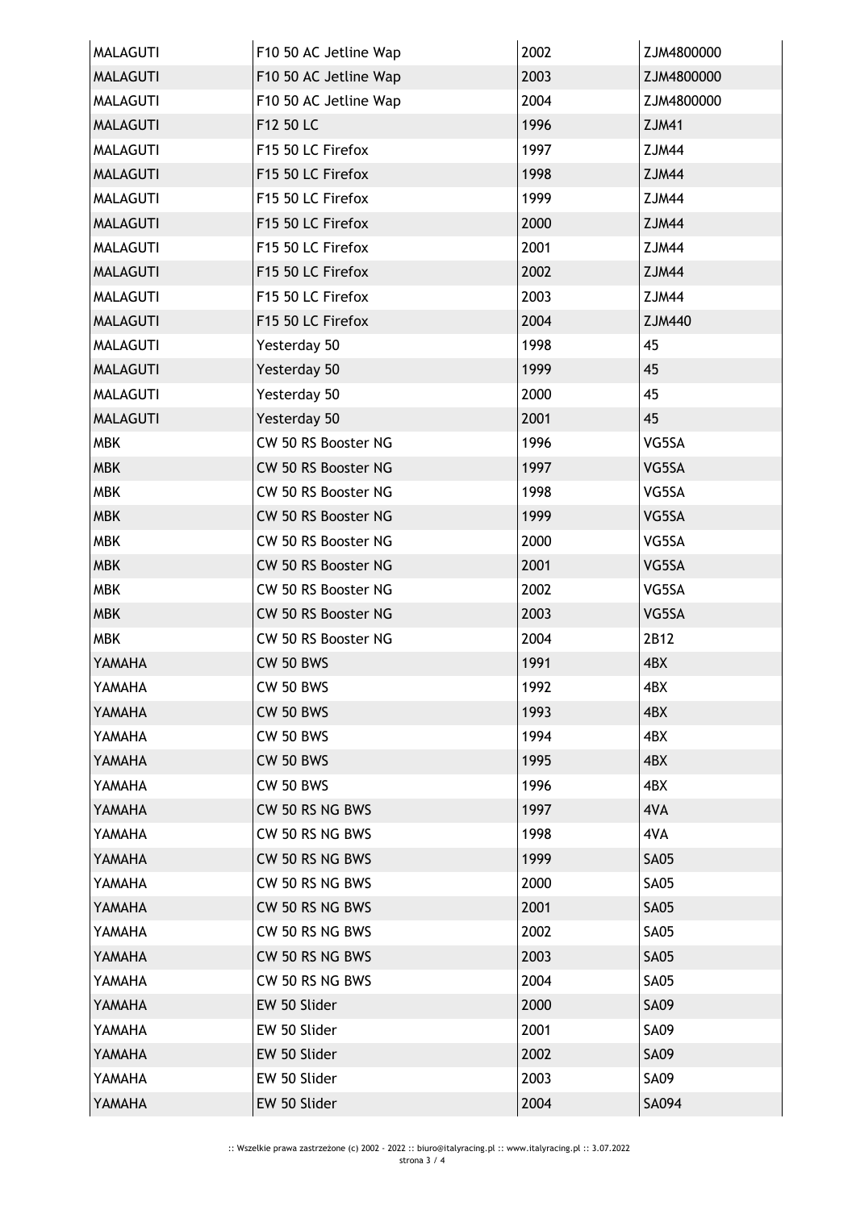| | | | |
|---|---|---|---|
| MALAGUTI | F10 50 AC Jetline Wap | 2002 | ZJM4800000 |
| MALAGUTI | F10 50 AC Jetline Wap | 2003 | ZJM4800000 |
| MALAGUTI | F10 50 AC Jetline Wap | 2004 | ZJM4800000 |
| MALAGUTI | F12 50 LC | 1996 | ZJM41 |
| MALAGUTI | F15 50 LC Firefox | 1997 | ZJM44 |
| MALAGUTI | F15 50 LC Firefox | 1998 | ZJM44 |
| MALAGUTI | F15 50 LC Firefox | 1999 | ZJM44 |
| MALAGUTI | F15 50 LC Firefox | 2000 | ZJM44 |
| MALAGUTI | F15 50 LC Firefox | 2001 | ZJM44 |
| MALAGUTI | F15 50 LC Firefox | 2002 | ZJM44 |
| MALAGUTI | F15 50 LC Firefox | 2003 | ZJM44 |
| MALAGUTI | F15 50 LC Firefox | 2004 | ZJM440 |
| MALAGUTI | Yesterday 50 | 1998 | 45 |
| MALAGUTI | Yesterday 50 | 1999 | 45 |
| MALAGUTI | Yesterday 50 | 2000 | 45 |
| MALAGUTI | Yesterday 50 | 2001 | 45 |
| MBK | CW 50 RS Booster NG | 1996 | VG5SA |
| MBK | CW 50 RS Booster NG | 1997 | VG5SA |
| MBK | CW 50 RS Booster NG | 1998 | VG5SA |
| MBK | CW 50 RS Booster NG | 1999 | VG5SA |
| MBK | CW 50 RS Booster NG | 2000 | VG5SA |
| MBK | CW 50 RS Booster NG | 2001 | VG5SA |
| MBK | CW 50 RS Booster NG | 2002 | VG5SA |
| MBK | CW 50 RS Booster NG | 2003 | VG5SA |
| MBK | CW 50 RS Booster NG | 2004 | 2B12 |
| YAMAHA | CW 50 BWS | 1991 | 4BX |
| YAMAHA | CW 50 BWS | 1992 | 4BX |
| YAMAHA | CW 50 BWS | 1993 | 4BX |
| YAMAHA | CW 50 BWS | 1994 | 4BX |
| YAMAHA | CW 50 BWS | 1995 | 4BX |
| YAMAHA | CW 50 BWS | 1996 | 4BX |
| YAMAHA | CW 50 RS NG BWS | 1997 | 4VA |
| YAMAHA | CW 50 RS NG BWS | 1998 | 4VA |
| YAMAHA | CW 50 RS NG BWS | 1999 | SA05 |
| YAMAHA | CW 50 RS NG BWS | 2000 | SA05 |
| YAMAHA | CW 50 RS NG BWS | 2001 | SA05 |
| YAMAHA | CW 50 RS NG BWS | 2002 | SA05 |
| YAMAHA | CW 50 RS NG BWS | 2003 | SA05 |
| YAMAHA | CW 50 RS NG BWS | 2004 | SA05 |
| YAMAHA | EW 50 Slider | 2000 | SA09 |
| YAMAHA | EW 50 Slider | 2001 | SA09 |
| YAMAHA | EW 50 Slider | 2002 | SA09 |
| YAMAHA | EW 50 Slider | 2003 | SA09 |
| YAMAHA | EW 50 Slider | 2004 | SA094 |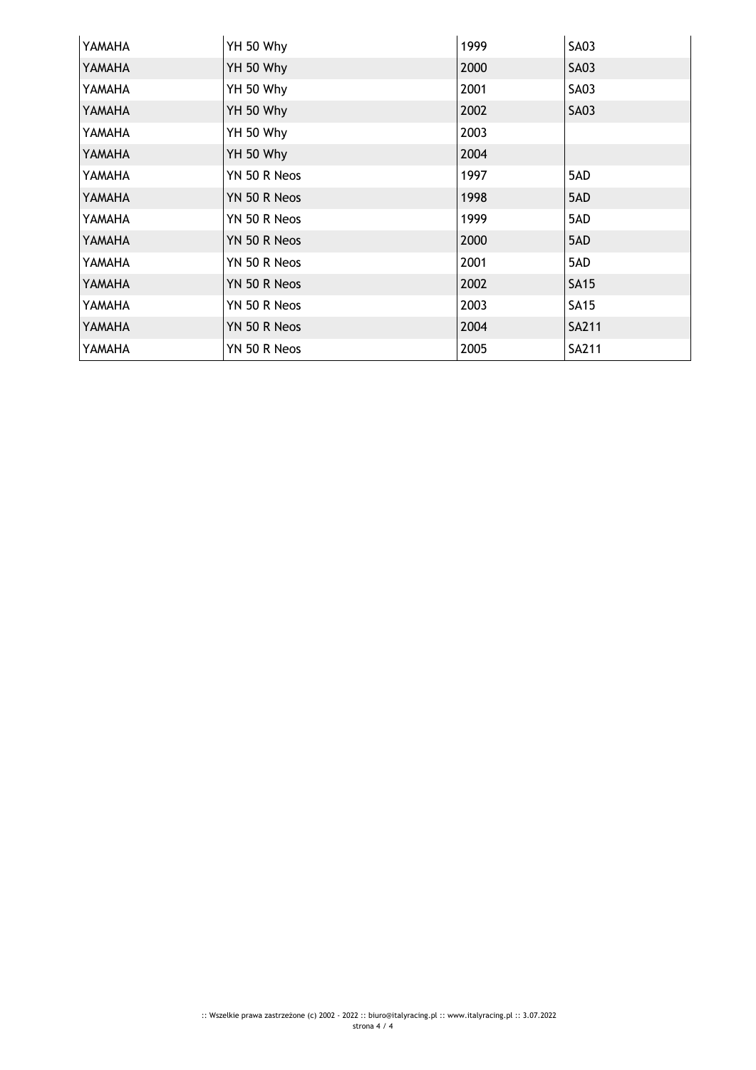| | | | |
|---|---|---|---|
| YAMAHA | YH 50 Why | 1999 | SA03 |
| YAMAHA | YH 50 Why | 2000 | SA03 |
| YAMAHA | YH 50 Why | 2001 | SA03 |
| YAMAHA | YH 50 Why | 2002 | SA03 |
| YAMAHA | YH 50 Why | 2003 | |
| YAMAHA | YH 50 Why | 2004 | |
| YAMAHA | YN 50 R Neos | 1997 | 5AD |
| YAMAHA | YN 50 R Neos | 1998 | 5AD |
| YAMAHA | YN 50 R Neos | 1999 | 5AD |
| YAMAHA | YN 50 R Neos | 2000 | 5AD |
| YAMAHA | YN 50 R Neos | 2001 | 5AD |
| YAMAHA | YN 50 R Neos | 2002 | SA15 |
| YAMAHA | YN 50 R Neos | 2003 | SA15 |
| YAMAHA | YN 50 R Neos | 2004 | SA211 |
| YAMAHA | YN 50 R Neos | 2005 | SA211 |